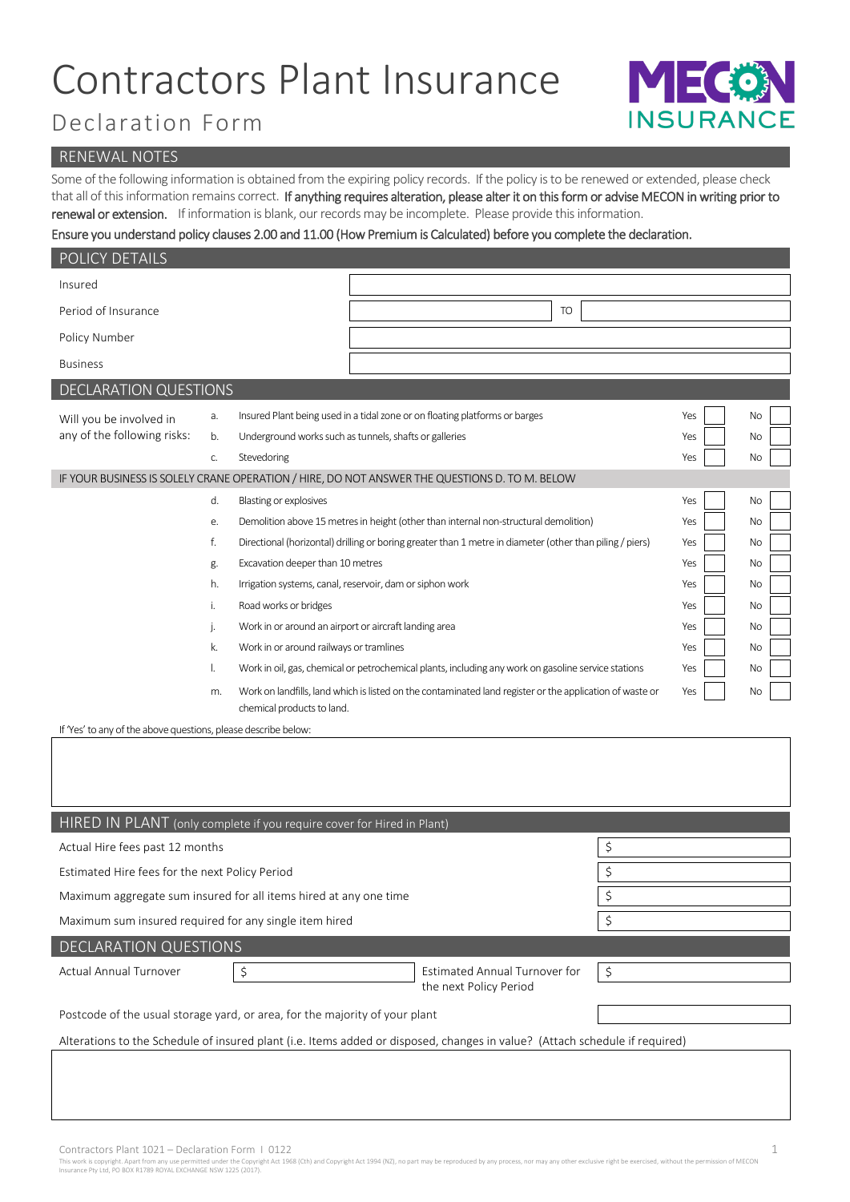# Contractors Plant Insurance

## Declaration Form

MECON INSURANCE

## RENEWAL NOTES

Some of the following information is obtained from the expiring policy records. If the policy is to be renewed or extended, please check that all of this information remains correct. **If anything requires alteration, please alter it on this form or advise MECON in writing prior to renewal or extension.** If information is blank, our records may be incomplete. Please provide this information.

**Ensure you understand policy clauses 2.00 and 11.00 (How Premium is Calculated) before you complete the declaration.**

## POLICY DETAILS

| | |
|---|---|
| Insured | |
| Period of Insurance | TO |
| Policy Number | |
| Business | |

## DECLARATION QUESTIONS

| | | | | |
|---|---|---|---|---|
| Will you be involved in any of the following risks: | a. | Insured Plant being used in a tidal zone or on floating platforms or barges | Yes | No |
| | b. | Underground works such as tunnels, shafts or galleries | Yes | No |
| | c. | Stevedoring | Yes | No |
| IF YOUR BUSINESS IS SOLELY CRANE OPERATION / HIRE, DO NOT ANSWER THE QUESTIONS D. TO M. BELOW | | | | |
| | d. | Blasting or explosives | Yes | No |
| | e. | Demolition above 15 metres in height (other than internal non-structural demolition) | Yes | No |
| | f. | Directional (horizontal) drilling or boring greater than 1 metre in diameter (other than piling / piers) | Yes | No |
| | g. | Excavation deeper than 10 metres | Yes | No |
| | h. | Irrigation systems, canal, reservoir, dam or siphon work | Yes | No |
| | i. | Road works or bridges | Yes | No |
| | j. | Work in or around an airport or aircraft landing area | Yes | No |
| | k. | Work in or around railways or tramlines | Yes | No |
| | l. | Work in oil, gas, chemical or petrochemical plants, including any work on gasoline service stations | Yes | No |
| | m. | Work on landfills, land which is listed on the contaminated land register or the application of waste or chemical products to land. | Yes | No |

If 'Yes' to any of the above questions, please describe below:

## HIRED IN PLANT (only complete if you require cover for Hired in Plant)

| | |
|---|---|
| Actual Hire fees past 12 months | $ |
| Estimated Hire fees for the next Policy Period | $ |
| Maximum aggregate sum insured for all items hired at any one time | $ |
| Maximum sum insured required for any single item hired | $ |

## DECLARATION QUESTIONS

| | | | |
|---|---|---|---|
| Actual Annual Turnover | $ | Estimated Annual Turnover for the next Policy Period | $ |

Postcode of the usual storage yard, or area, for the majority of your plant

Alterations to the Schedule of insured plant (i.e. Items added or disposed, changes in value? (Attach schedule if required)

Contractors Plant 1021 – Declaration Form I 0122

This work is copyright. Apart from any use permitted under the Copyright Act 1968 (Cth) and Copyright Act 1994 (NZ), no part may be reproduced by any process, nor may any other exclusive right be exercised, without the permission of MECON Insurance Pty Ltd, PO BOX R1789 ROYAL EXCHANGE NSW 1225 (2017).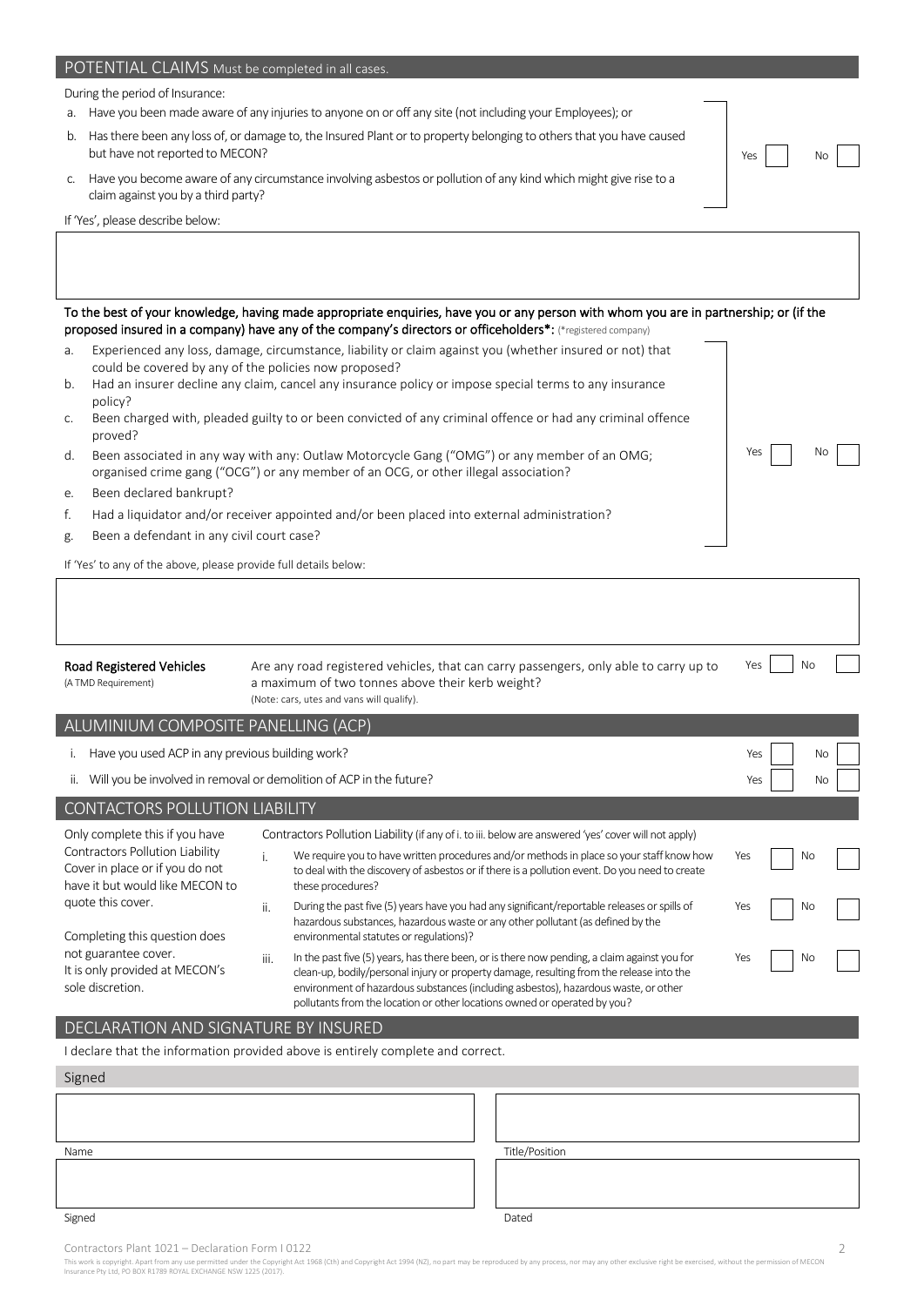## POTENTIAL CLAIMS Must be completed in all cases.

During the period of Insurance:

a. Have you been made aware of any injuries to anyone on or off any site (not including your Employees); or

b. Has there been any loss of, or damage to, the Insured Plant or to property belonging to others that you have caused but have not reported to MECON?

c. Have you become aware of any circumstance involving asbestos or pollution of any kind which might give rise to a claim against you by a third party?

Yes ☐ No ☐

If 'Yes', please describe below:

**To the best of your knowledge, having made appropriate enquiries, have you or any person with whom you are in partnership; or (if the proposed insured in a company) have any of the company's directors or officeholders*:** (*registered company)

a. Experienced any loss, damage, circumstance, liability or claim against you (whether insured or not) that could be covered by any of the policies now proposed?

b. Had an insurer decline any claim, cancel any insurance policy or impose special terms to any insurance policy?

c. Been charged with, pleaded guilty to or been convicted of any criminal offence or had any criminal offence proved?

d. Been associated in any way with any: Outlaw Motorcycle Gang ("OMG") or any member of an OMG; organised crime gang ("OCG") or any member of an OCG, or other illegal association?

e. Been declared bankrupt?

f. Had a liquidator and/or receiver appointed and/or been placed into external administration?

g. Been a defendant in any civil court case?

Yes ☐ No ☐

If 'Yes' to any of the above, please provide full details below:

**Road Registered Vehicles** (A TMD Requirement)

Are any road registered vehicles, that can carry passengers, only able to carry up to a maximum of two tonnes above their kerb weight? (Note: cars, utes and vans will qualify).

Yes ☐ No ☐

## ALUMINIUM COMPOSITE PANELLING (ACP)

i. Have you used ACP in any previous building work? Yes ☐ No ☐

ii. Will you be involved in removal or demolition of ACP in the future? Yes ☐ No ☐

## CONTACTORS POLLUTION LIABILITY

Only complete this if you have Contractors Pollution Liability Cover in place or if you do not have it but would like MECON to quote this cover.

Completing this question does not guarantee cover. It is only provided at MECON's sole discretion.

Contractors Pollution Liability (if any of i. to iii. below are answered 'yes' cover will not apply)

i. We require you to have written procedures and/or methods in place so your staff know how to deal with the discovery of asbestos or if there is a pollution event. Do you need to create these procedures? Yes ☐ No ☐

ii. During the past five (5) years have you had any significant/reportable releases or spills of hazardous substances, hazardous waste or any other pollutant (as defined by the environmental statutes or regulations)? Yes ☐ No ☐

iii. In the past five (5) years, has there been, or is there now pending, a claim against you for clean-up, bodily/personal injury or property damage, resulting from the release into the environment of hazardous substances (including asbestos), hazardous waste, or other pollutants from the location or other locations owned or operated by you? Yes ☐ No ☐

## DECLARATION AND SIGNATURE BY INSURED

I declare that the information provided above is entirely complete and correct.

### Signed

| | |
|---|---|
| Name | Title/Position |
| Signed | Dated |

Contractors Plant 1021 – Declaration Form I 0122

This work is copyright. Apart from any use permitted under the Copyright Act 1968 (Cth) and Copyright Act 1994 (NZ), no part may be reproduced by any process, nor may any other exclusive right be exercised, without the permission of MECON Insurance Pty Ltd, PO BOX R1789 ROYAL EXCHANGE NSW 1225 (2017).